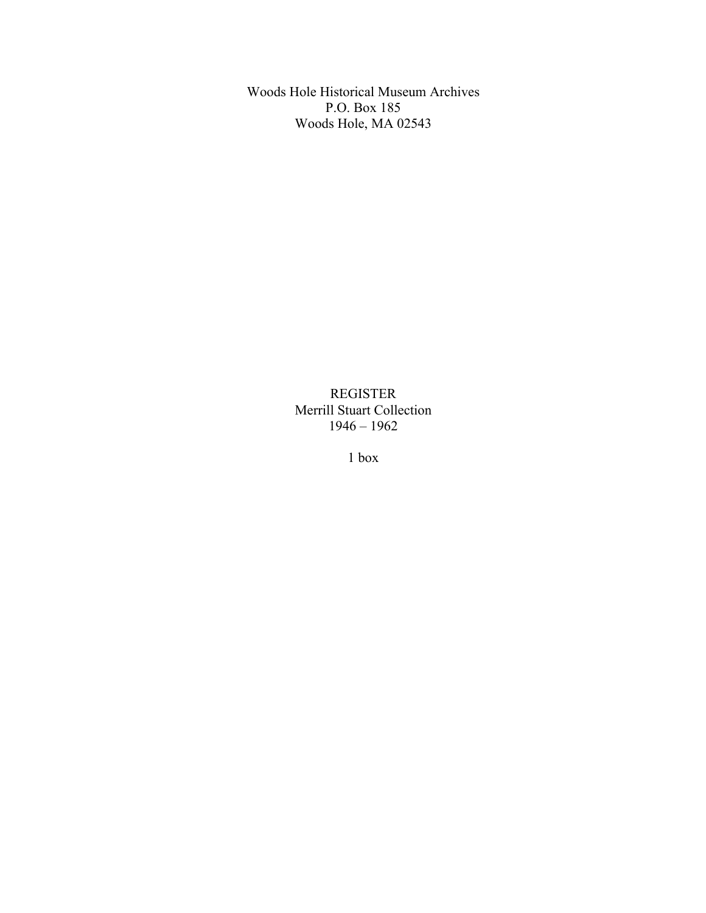Woods Hole Historical Museum Archives
P.O. Box 185
Woods Hole, MA 02543

# REGISTER
## Merrill Stuart Collection
## 1946 – 1962

1 box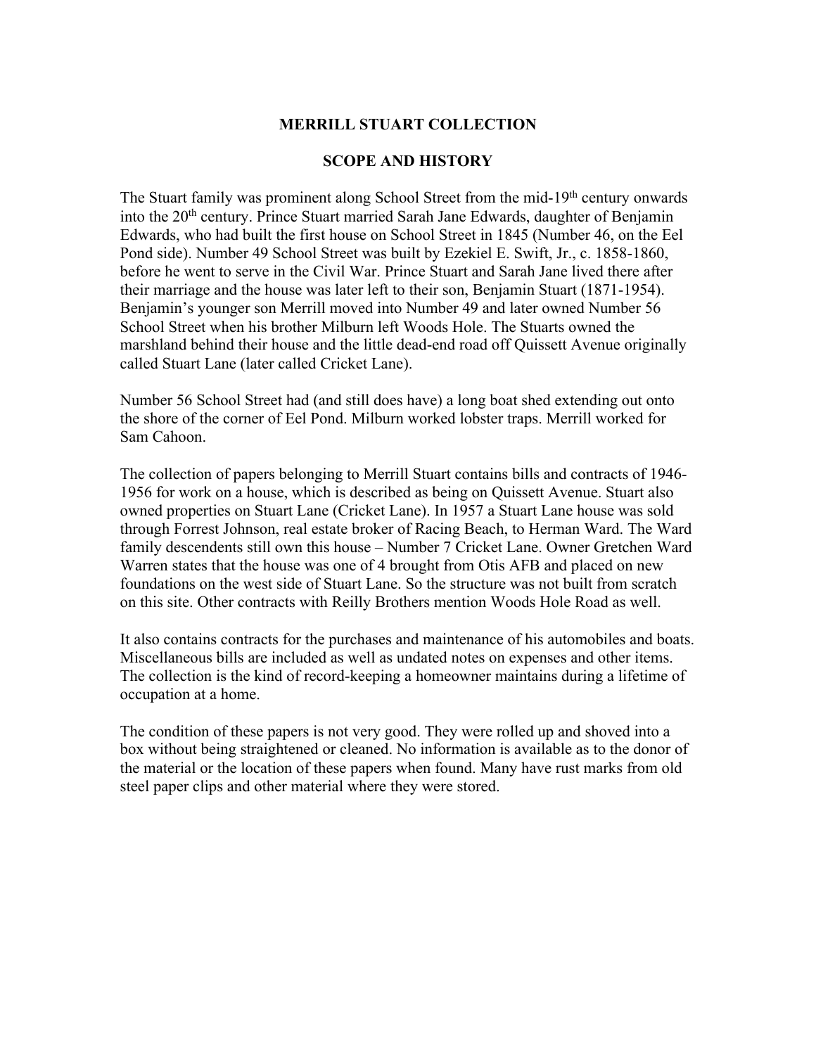# MERRILL STUART COLLECTION

## SCOPE AND HISTORY

The Stuart family was prominent along School Street from the mid-19th century onwards into the 20th century. Prince Stuart married Sarah Jane Edwards, daughter of Benjamin Edwards, who had built the first house on School Street in 1845 (Number 46, on the Eel Pond side). Number 49 School Street was built by Ezekiel E. Swift, Jr., c. 1858-1860, before he went to serve in the Civil War. Prince Stuart and Sarah Jane lived there after their marriage and the house was later left to their son, Benjamin Stuart (1871-1954). Benjamin's younger son Merrill moved into Number 49 and later owned Number 56 School Street when his brother Milburn left Woods Hole. The Stuarts owned the marshland behind their house and the little dead-end road off Quissett Avenue originally called Stuart Lane (later called Cricket Lane).

Number 56 School Street had (and still does have) a long boat shed extending out onto the shore of the corner of Eel Pond. Milburn worked lobster traps. Merrill worked for Sam Cahoon.

The collection of papers belonging to Merrill Stuart contains bills and contracts of 1946-1956 for work on a house, which is described as being on Quissett Avenue. Stuart also owned properties on Stuart Lane (Cricket Lane). In 1957 a Stuart Lane house was sold through Forrest Johnson, real estate broker of Racing Beach, to Herman Ward. The Ward family descendents still own this house – Number 7 Cricket Lane. Owner Gretchen Ward Warren states that the house was one of 4 brought from Otis AFB and placed on new foundations on the west side of Stuart Lane. So the structure was not built from scratch on this site. Other contracts with Reilly Brothers mention Woods Hole Road as well.

It also contains contracts for the purchases and maintenance of his automobiles and boats. Miscellaneous bills are included as well as undated notes on expenses and other items. The collection is the kind of record-keeping a homeowner maintains during a lifetime of occupation at a home.

The condition of these papers is not very good. They were rolled up and shoved into a box without being straightened or cleaned. No information is available as to the donor of the material or the location of these papers when found. Many have rust marks from old steel paper clips and other material where they were stored.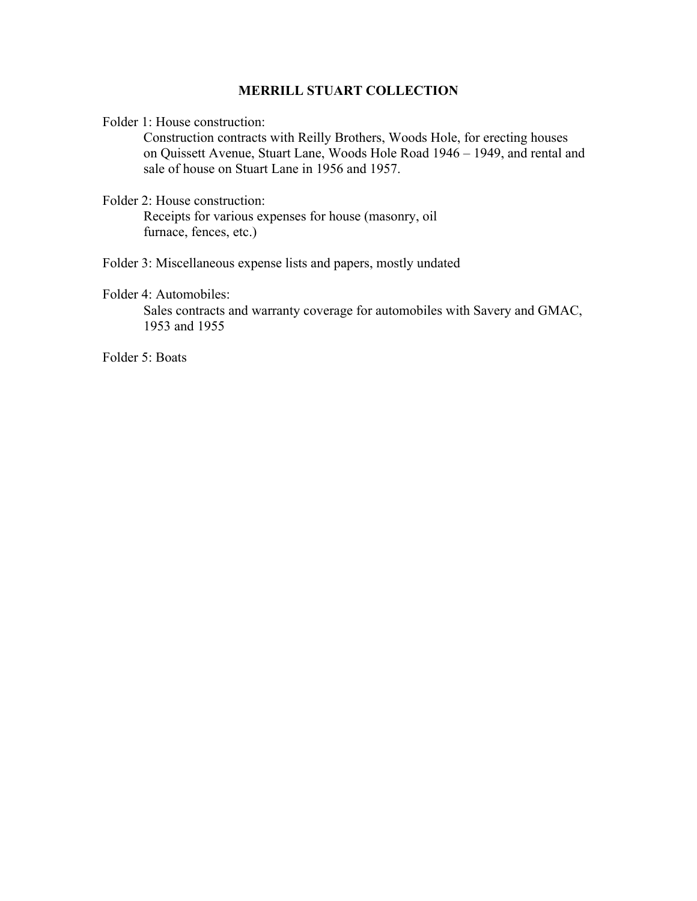# MERRILL STUART COLLECTION

Folder 1: House construction:

Construction contracts with Reilly Brothers, Woods Hole, for erecting houses on Quissett Avenue, Stuart Lane, Woods Hole Road 1946 – 1949, and rental and sale of house on Stuart Lane in 1956 and 1957.

Folder 2: House construction:

Receipts for various expenses for house (masonry, oil furnace, fences, etc.)

Folder 3: Miscellaneous expense lists and papers, mostly undated

Folder 4: Automobiles:

Sales contracts and warranty coverage for automobiles with Savery and GMAC, 1953 and 1955

Folder 5: Boats